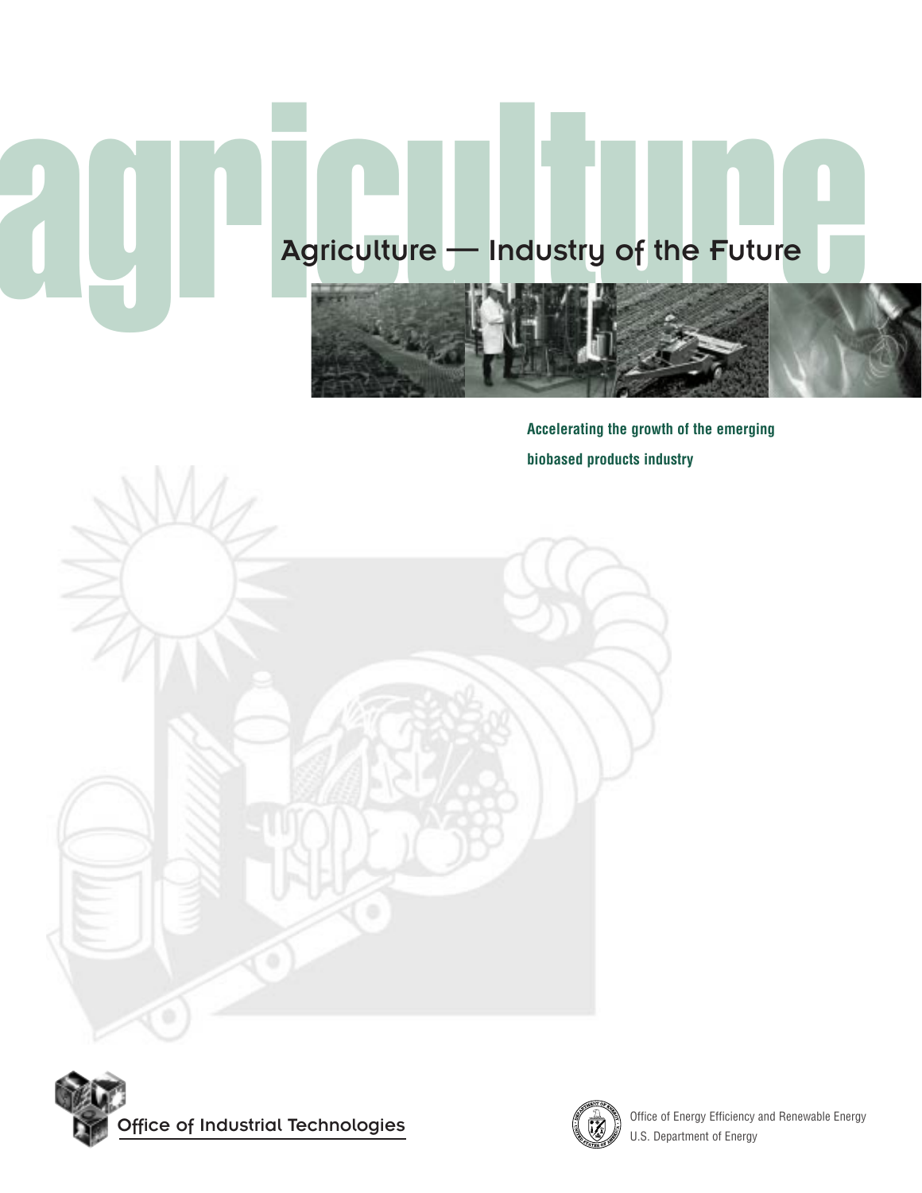# agriculture

## Agriculture — Industry of the Future

**Accelerating the growth of the emerging biobased products industry**

Office of Industrial Technologies

Office of Energy Efficiency and Renewable Energy
U.S. Department of Energy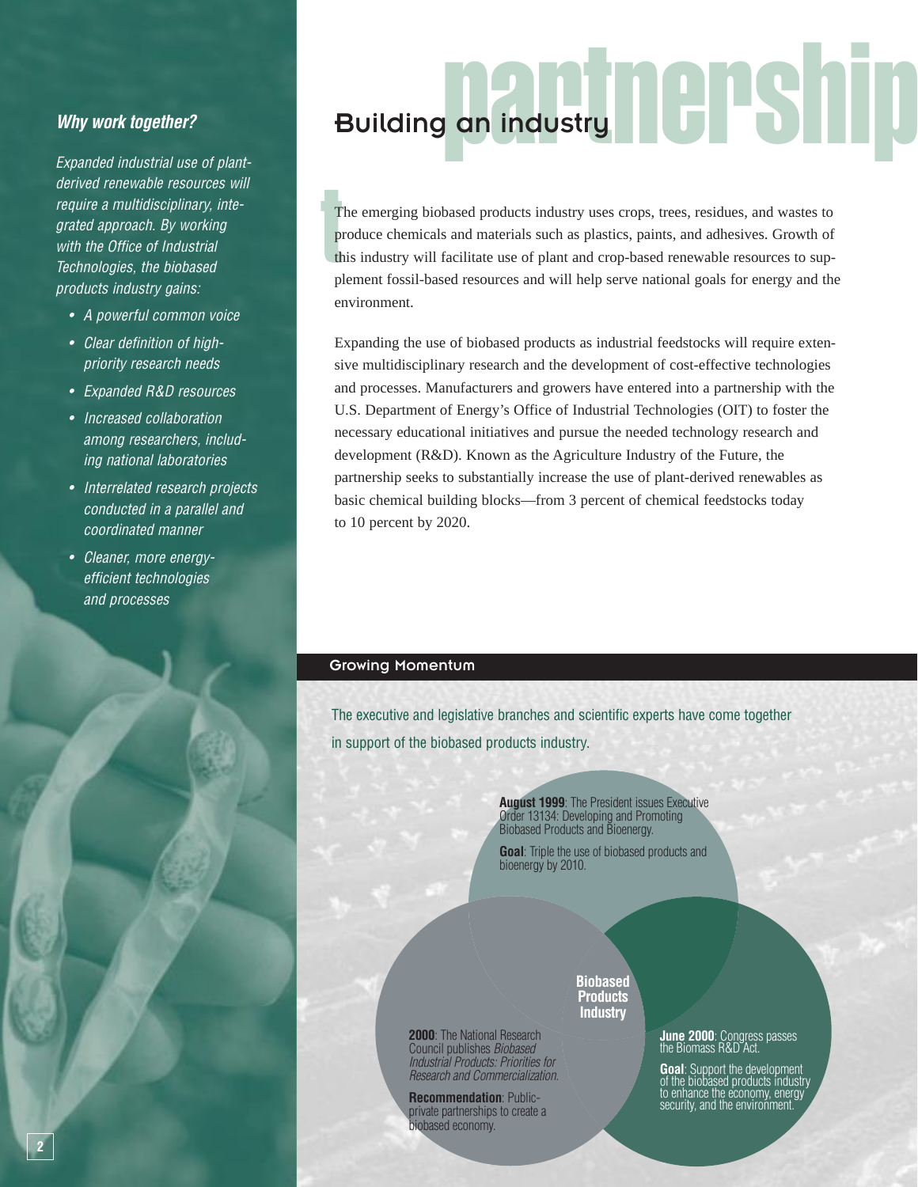# Building an industry partnership

### *Why work together?*

*Expanded industrial use of plant-derived renewable resources will require a multidisciplinary, integrated approach. By working with the Office of Industrial Technologies, the biobased products industry gains:*

- *A powerful common voice*
- *Clear definition of high-priority research needs*
- *Expanded R&D resources*
- *Increased collaboration among researchers, including national laboratories*
- *Interrelated research projects conducted in a parallel and coordinated manner*
- *Cleaner, more energy-efficient technologies and processes*

The emerging biobased products industry uses crops, trees, residues, and wastes to produce chemicals and materials such as plastics, paints, and adhesives. Growth of this industry will facilitate use of plant and crop-based renewable resources to supplement fossil-based resources and will help serve national goals for energy and the environment.

Expanding the use of biobased products as industrial feedstocks will require extensive multidisciplinary research and the development of cost-effective technologies and processes. Manufacturers and growers have entered into a partnership with the U.S. Department of Energy's Office of Industrial Technologies (OIT) to foster the necessary educational initiatives and pursue the needed technology research and development (R&D). Known as the Agriculture Industry of the Future, the partnership seeks to substantially increase the use of plant-derived renewables as basic chemical building blocks—from 3 percent of chemical feedstocks today to 10 percent by 2020.

## Growing Momentum

The executive and legislative branches and scientific experts have come together in support of the biobased products industry.

**August 1999**: The President issues Executive Order 13134: Developing and Promoting Biobased Products and Bioenergy.

**Goal**: Triple the use of biobased products and bioenergy by 2010.

**2000**: The National Research Council publishes *Biobased Industrial Products: Priorities for Research and Commercialization.*

**Recommendation**: Public-private partnerships to create a biobased economy.

**June 2000**: Congress passes the Biomass R&D Act.

**Goal**: Support the development of the biobased products industry to enhance the economy, energy security, and the environment.

**Biobased Products Industry**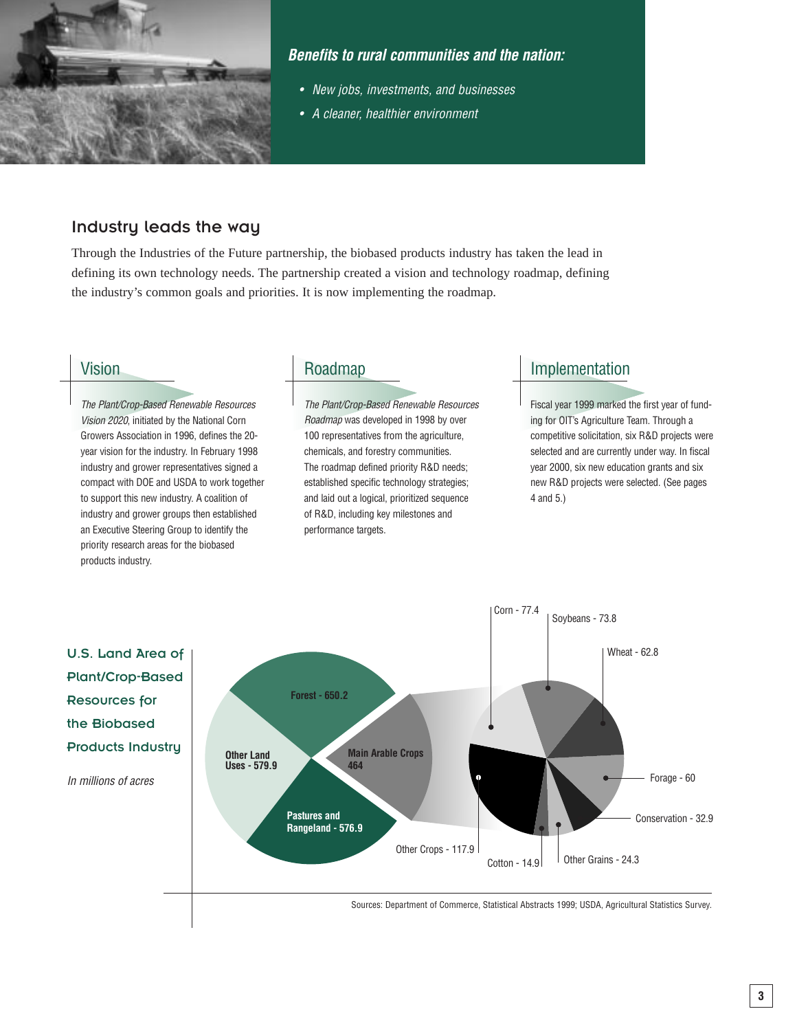***Benefits to rural communities and the nation:***

- *New jobs, investments, and businesses*
- *A cleaner, healthier environment*

## Industry leads the way

Through the Industries of the Future partnership, the biobased products industry has taken the lead in defining its own technology needs. The partnership created a vision and technology roadmap, defining the industry's common goals and priorities. It is now implementing the roadmap.

### Vision

*The Plant/Crop-Based Renewable Resources Vision 2020*, initiated by the National Corn Growers Association in 1996, defines the 20-year vision for the industry. In February 1998 industry and grower representatives signed a compact with DOE and USDA to work together to support this new industry. A coalition of industry and grower groups then established an Executive Steering Group to identify the priority research areas for the biobased products industry.

### Roadmap

*The Plant/Crop-Based Renewable Resources Roadmap* was developed in 1998 by over 100 representatives from the agriculture, chemicals, and forestry communities. The roadmap defined priority R&D needs; established specific technology strategies; and laid out a logical, prioritized sequence of R&D, including key milestones and performance targets.

### Implementation

Fiscal year 1999 marked the first year of funding for OIT's Agriculture Team. Through a competitive solicitation, six R&D projects were selected and are currently under way. In fiscal year 2000, six new education grants and six new R&D projects were selected. (See pages 4 and 5.)

### U.S. Land Area of Plant/Crop-Based Resources for the Biobased Products Industry

*In millions of acres*

| Land Use | Area |
| --- | --- |
| Forest | 650.2 |
| Other Land Uses | 579.9 |
| Pastures and Rangeland | 576.9 |
| Main Arable Crops | 464 |

| Main Arable Crops | Area |
| --- | --- |
| Corn | 77.4 |
| Soybeans | 73.8 |
| Wheat | 62.8 |
| Forage | 60 |
| Conservation | 32.9 |
| Other Grains | 24.3 |
| Cotton | 14.9 |
| Other Crops | 117.9 |

Sources: Department of Commerce, Statistical Abstracts 1999; USDA, Agricultural Statistics Survey.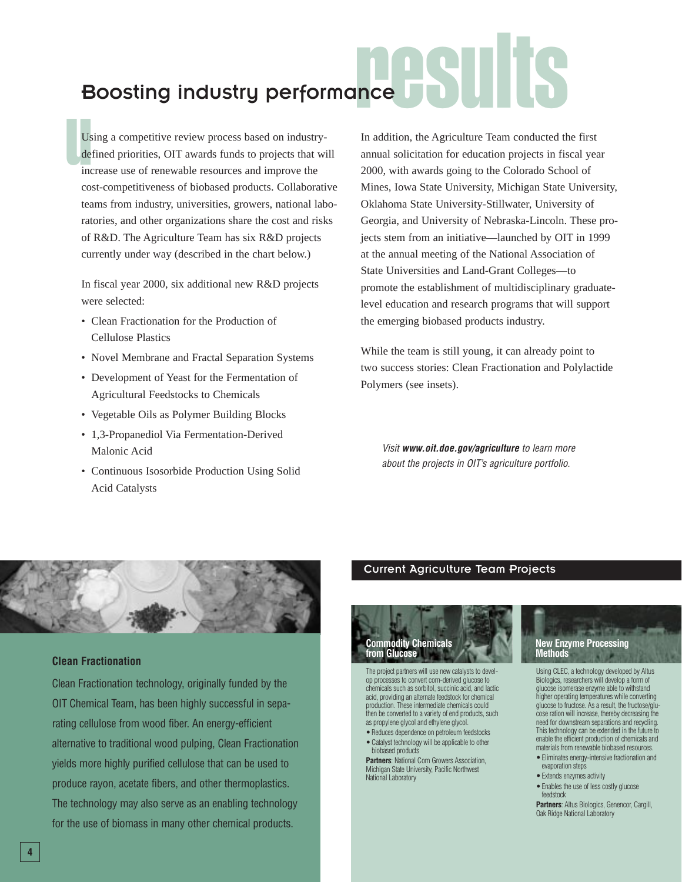# results

## Boosting industry performance

Using a competitive review process based on industry-defined priorities, OIT awards funds to projects that will increase use of renewable resources and improve the cost-competitiveness of biobased products. Collaborative teams from industry, universities, growers, national laboratories, and other organizations share the cost and risks of R&D. The Agriculture Team has six R&D projects currently under way (described in the chart below.)

In fiscal year 2000, six additional new R&D projects were selected:

- Clean Fractionation for the Production of Cellulose Plastics
- Novel Membrane and Fractal Separation Systems
- Development of Yeast for the Fermentation of Agricultural Feedstocks to Chemicals
- Vegetable Oils as Polymer Building Blocks
- 1,3-Propanediol Via Fermentation-Derived Malonic Acid
- Continuous Isosorbide Production Using Solid Acid Catalysts

In addition, the Agriculture Team conducted the first annual solicitation for education projects in fiscal year 2000, with awards going to the Colorado School of Mines, Iowa State University, Michigan State University, Oklahoma State University-Stillwater, University of Georgia, and University of Nebraska-Lincoln. These projects stem from an initiative—launched by OIT in 1999 at the annual meeting of the National Association of State Universities and Land-Grant Colleges—to promote the establishment of multidisciplinary graduate-level education and research programs that will support the emerging biobased products industry.

While the team is still young, it can already point to two success stories: Clean Fractionation and Polylactide Polymers (see insets).

*Visit **www.oit.doe.gov/agriculture** to learn more about the projects in OIT's agriculture portfolio.*

### Clean Fractionation

Clean Fractionation technology, originally funded by the OIT Chemical Team, has been highly successful in separating cellulose from wood fiber. An energy-efficient alternative to traditional wood pulping, Clean Fractionation yields more highly purified cellulose that can be used to produce rayon, acetate fibers, and other thermoplastics. The technology may also serve as an enabling technology for the use of biomass in many other chemical products.

## Current Agriculture Team Projects

### Commodity Chemicals from Glucose

The project partners will use new catalysts to develop processes to convert corn-derived glucose to chemicals such as sorbitol, succinic acid, and lactic acid, providing an alternate feedstock for chemical production. These intermediate chemicals could then be converted to a variety of end products, such as propylene glycol and ethylene glycol.

- Reduces dependence on petroleum feedstocks
- Catalyst technology will be applicable to other biobased products

**Partners**: National Corn Growers Association, Michigan State University, Pacific Northwest National Laboratory

### New Enzyme Processing Methods

Using CLEC, a technology developed by Altus Biologics, researchers will develop a form of glucose isomerase enzyme able to withstand higher operating temperatures while converting glucose to fructose. As a result, the fructose/glucose ration will increase, thereby decreasing the need for downstream separations and recycling. This technology can be extended in the future to enable the efficient production of chemicals and materials from renewable biobased resources.

- Eliminates energy-intensive fractionation and evaporation steps
- Extends enzymes activity
- Enables the use of less costly glucose feedstock

**Partners**: Altus Biologics, Genencor, Cargill, Oak Ridge National Laboratory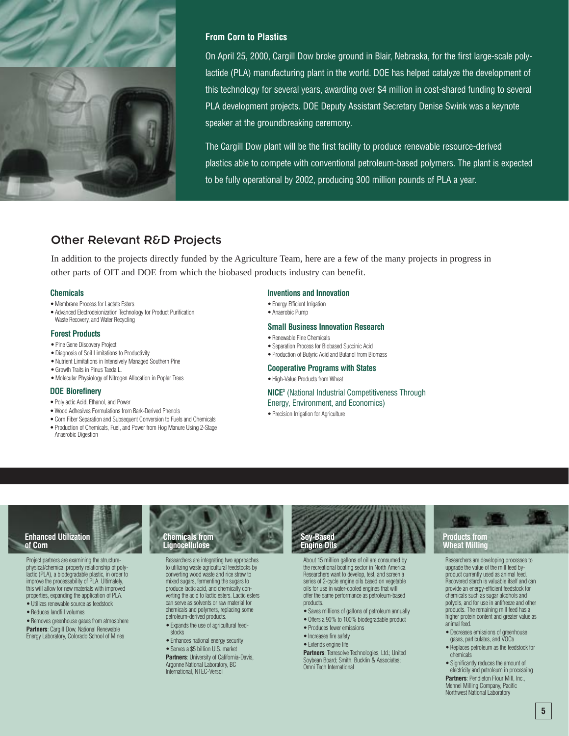## From Corn to Plastics

On April 25, 2000, Cargill Dow broke ground in Blair, Nebraska, for the first large-scale polylactide (PLA) manufacturing plant in the world. DOE has helped catalyze the development of this technology for several years, awarding over $4 million in cost-shared funding to several PLA development projects. DOE Deputy Assistant Secretary Denise Swink was a keynote speaker at the groundbreaking ceremony.

The Cargill Dow plant will be the first facility to produce renewable resource-derived plastics able to compete with conventional petroleum-based polymers. The plant is expected to be fully operational by 2002, producing 300 million pounds of PLA a year.

## Other Relevant R&D Projects

In addition to the projects directly funded by the Agriculture Team, here are a few of the many projects in progress in other parts of OIT and DOE from which the biobased products industry can benefit.

### Chemicals

- Membrane Process for Lactate Esters
- Advanced Electrodeionization Technology for Product Purification, Waste Recovery, and Water Recycling

### Forest Products

- Pine Gene Discovery Project
- Diagnosis of Soil Limitations to Productivity
- Nutrient Limitations in Intensively Managed Southern Pine
- Growth Traits in Pinus Taeda L.
- Molecular Physiology of Nitrogen Allocation in Poplar Trees

### DOE Biorefinery

- Polylactic Acid, Ethanol, and Power
- Wood Adhesives Formulations from Bark-Derived Phenols
- Corn Fiber Separation and Subsequent Conversion to Fuels and Chemicals
- Production of Chemicals, Fuel, and Power from Hog Manure Using 2-Stage Anaerobic Digestion

### Inventions and Innovation

- Energy Efficient Irrigation
- Anaerobic Pump

### Small Business Innovation Research

- Renewable Fine Chemicals
- Separation Process for Biobased Succinic Acid
- Production of Butyric Acid and Butanol from Biomass

### Cooperative Programs with States

- High-Value Products from Wheat

### NICE[3] (National Industrial Competitiveness Through Energy, Environment, and Economics)

- Precision Irrigation for Agriculture

### Enhanced Utilization of Corn

Project partners are examining the structure-physical/chemical property relationship of polylactic (PLA), a biodegradable plastic, in order to improve the processability of PLA. Ultimately, this will allow for new materials with improved properties, expanding the application of PLA.

- Utilizes renewable source as feedstock
- Reduces landfill volumes
- Removes greenhouse gases from atmosphere

**Partners**: Cargill Dow, National Renewable Energy Laboratory, Colorado School of Mines

### Chemicals from Lignocellulose

Researchers are integrating two approaches to utilizing waste agricultural feedstocks by converting wood waste and rice straw to mixed sugars, fermenting the sugars to produce lactic acid, and chemically converting the acid to lactic esters. Lactic esters can serve as solvents or raw material for chemicals and polymers, replacing some petroleum-derived products.

- Expands the use of agricultural feedstocks
- Enhances national energy security
- Serves a $5 billion U.S. market

**Partners**: University of California-Davis, Argonne National Laboratory, BC International, NTEC-Versol

### Soy-Based Engine Oils

About 15 million gallons of oil are consumed by the recreational boating sector in North America. Researchers want to develop, test, and screen a series of 2-cycle engine oils based on vegetable oils for use in water-cooled engines that will offer the same performance as petroleum-based products.

- Saves millions of gallons of petroleum annually
- Offers a 90% to 100% biodegradable product
- Produces fewer emissions
- Increases fire safety
- Extends engine life

**Partners**: Terresolve Technologies, Ltd.; United Soybean Board; Smith, Bucklin & Associates; Omni Tech International

### Products from Wheat Milling

Researchers are developing processes to upgrade the value of the mill feed by-product currently used as animal feed. Recovered starch is valuable itself and can provide an energy-efficient feedstock for chemicals such as sugar alcohols and polyols, and for use in antifreeze and other products. The remaining mill feed has a higher protein content and greater value as animal feed.

- Decreases emissions of greenhouse gases, particulates, and VOCs
- Replaces petroleum as the feedstock for chemicals
- Significantly reduces the amount of electricity and petroleum in processing

**Partners**: Pendleton Flour Mill, Inc., Mennel Milling Company, Pacific Northwest National Laboratory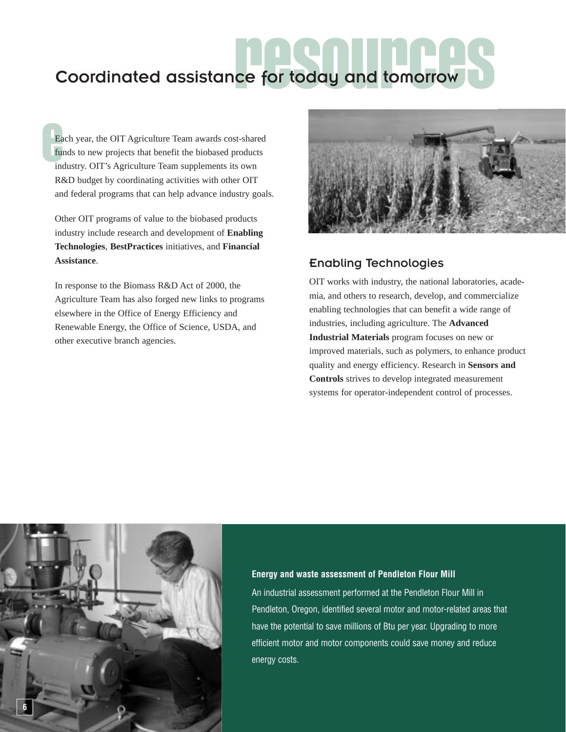# resources

## Coordinated assistance for today and tomorrow

Each year, the OIT Agriculture Team awards cost-shared funds to new projects that benefit the biobased products industry. OIT's Agriculture Team supplements its own R&D budget by coordinating activities with other OIT and federal programs that can help advance industry goals.

Other OIT programs of value to the biobased products industry include research and development of **Enabling Technologies**, **BestPractices** initiatives, and **Financial Assistance**.

In response to the Biomass R&D Act of 2000, the Agriculture Team has also forged new links to programs elsewhere in the Office of Energy Efficiency and Renewable Energy, the Office of Science, USDA, and other executive branch agencies.

### Enabling Technologies

OIT works with industry, the national laboratories, academia, and others to research, develop, and commercialize enabling technologies that can benefit a wide range of industries, including agriculture. The **Advanced Industrial Materials** program focuses on new or improved materials, such as polymers, to enhance product quality and energy efficiency. Research in **Sensors and Controls** strives to develop integrated measurement systems for operator-independent control of processes.

**Energy and waste assessment of Pendleton Flour Mill**

An industrial assessment performed at the Pendleton Flour Mill in Pendleton, Oregon, identified several motor and motor-related areas that have the potential to save millions of Btu per year. Upgrading to more efficient motor and motor components could save money and reduce energy costs.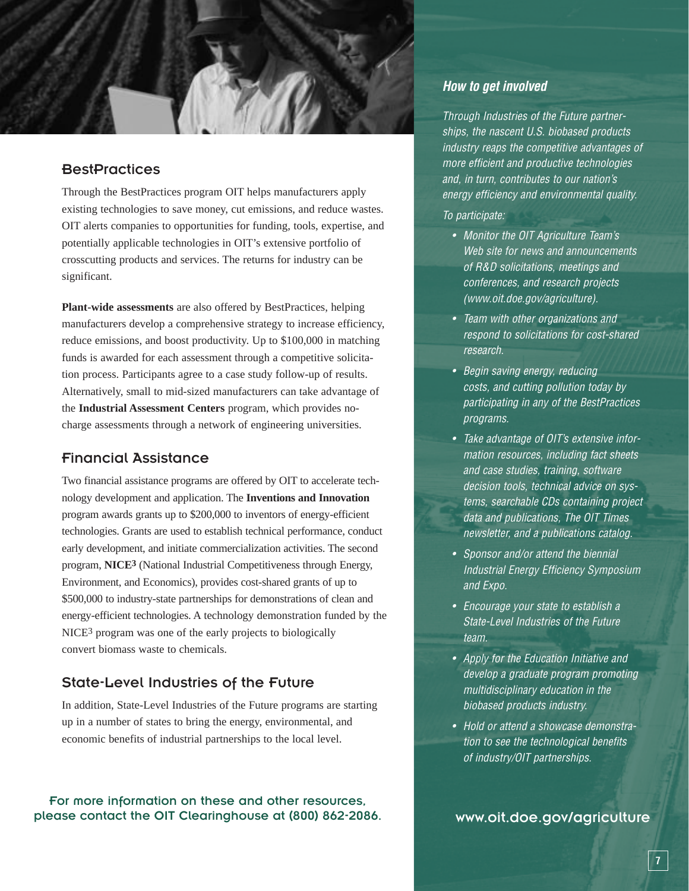## BestPractices

Through the BestPractices program OIT helps manufacturers apply existing technologies to save money, cut emissions, and reduce wastes. OIT alerts companies to opportunities for funding, tools, expertise, and potentially applicable technologies in OIT's extensive portfolio of crosscutting products and services. The returns for industry can be significant.

**Plant-wide assessments** are also offered by BestPractices, helping manufacturers develop a comprehensive strategy to increase efficiency, reduce emissions, and boost productivity. Up to $100,000 in matching funds is awarded for each assessment through a competitive solicitation process. Participants agree to a case study follow-up of results. Alternatively, small to mid-sized manufacturers can take advantage of the **Industrial Assessment Centers** program, which provides no-charge assessments through a network of engineering universities.

## Financial Assistance

Two financial assistance programs are offered by OIT to accelerate technology development and application. The **Inventions and Innovation** program awards grants up to $200,000 to inventors of energy-efficient technologies. Grants are used to establish technical performance, conduct early development, and initiate commercialization activities. The second program, **NICE3** (National Industrial Competitiveness through Energy, Environment, and Economics), provides cost-shared grants of up to $500,000 to industry-state partnerships for demonstrations of clean and energy-efficient technologies. A technology demonstration funded by the NICE3 program was one of the early projects to biologically convert biomass waste to chemicals.

## State-Level Industries of the Future

In addition, State-Level Industries of the Future programs are starting up in a number of states to bring the energy, environmental, and economic benefits of industrial partnerships to the local level.

For more information on these and other resources, please contact the OIT Clearinghouse at (800) 862-2086.

### *How to get involved*

*Through Industries of the Future partnerships, the nascent U.S. biobased products industry reaps the competitive advantages of more efficient and productive technologies and, in turn, contributes to our nation's energy efficiency and environmental quality.*

*To participate:*

- *Monitor the OIT Agriculture Team's Web site for news and announcements of R&D solicitations, meetings and conferences, and research projects (www.oit.doe.gov/agriculture).*
- *Team with other organizations and respond to solicitations for cost-shared research.*
- *Begin saving energy, reducing costs, and cutting pollution today by participating in any of the BestPractices programs.*
- *Take advantage of OIT's extensive information resources, including fact sheets and case studies, training, software decision tools, technical advice on systems, searchable CDs containing project data and publications, The OIT Times newsletter, and a publications catalog.*
- *Sponsor and/or attend the biennial Industrial Energy Efficiency Symposium and Expo.*
- *Encourage your state to establish a State-Level Industries of the Future team.*
- *Apply for the Education Initiative and develop a graduate program promoting multidisciplinary education in the biobased products industry.*
- *Hold or attend a showcase demonstration to see the technological benefits of industry/OIT partnerships.*

www.oit.doe.gov/agriculture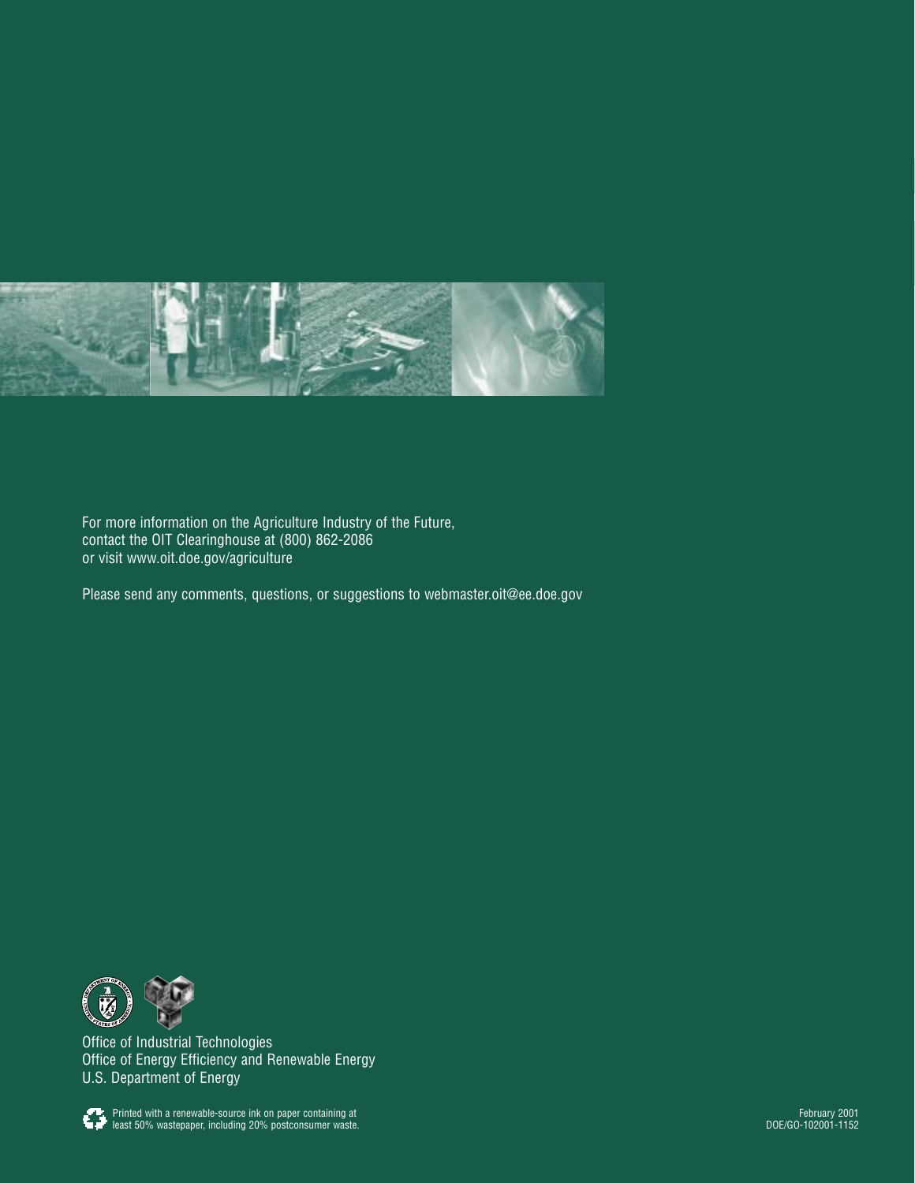For more information on the Agriculture Industry of the Future,
contact the OIT Clearinghouse at (800) 862-2086
or visit www.oit.doe.gov/agriculture

Please send any comments, questions, or suggestions to webmaster.oit@ee.doe.gov

Office of Industrial Technologies
Office of Energy Efficiency and Renewable Energy
U.S. Department of Energy

Printed with a renewable-source ink on paper containing at least 50% wastepaper, including 20% postconsumer waste.

February 2001
DOE/GO-102001-1152